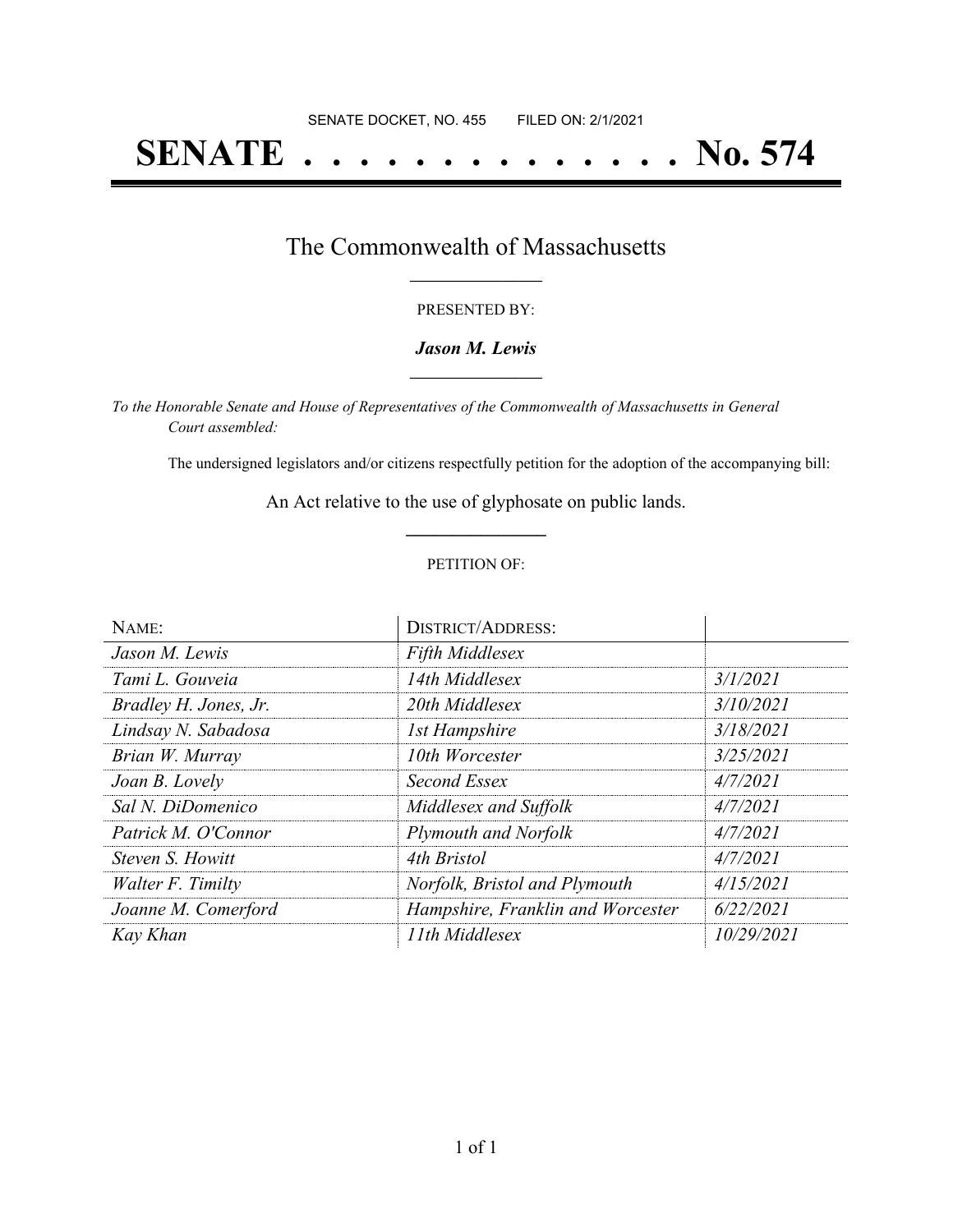SENATE DOCKET, NO. 455        FILED ON: 2/1/2021

# SENATE . . . . . . . . . . . . . . No. 574

## The Commonwealth of Massachusetts

PRESENTED BY:

***Jason M. Lewis***

*To the Honorable Senate and House of Representatives of the Commonwealth of Massachusetts in General Court assembled:*

The undersigned legislators and/or citizens respectfully petition for the adoption of the accompanying bill:

An Act relative to the use of glyphosate on public lands.

PETITION OF:

| NAME: | DISTRICT/ADDRESS: | |
|---|---|---|
| *Jason M. Lewis* | *Fifth Middlesex* | |
| *Tami L. Gouveia* | *14th Middlesex* | *3/1/2021* |
| *Bradley H. Jones, Jr.* | *20th Middlesex* | *3/10/2021* |
| *Lindsay N. Sabadosa* | *1st Hampshire* | *3/18/2021* |
| *Brian W. Murray* | *10th Worcester* | *3/25/2021* |
| *Joan B. Lovely* | *Second Essex* | *4/7/2021* |
| *Sal N. DiDomenico* | *Middlesex and Suffolk* | *4/7/2021* |
| *Patrick M. O'Connor* | *Plymouth and Norfolk* | *4/7/2021* |
| *Steven S. Howitt* | *4th Bristol* | *4/7/2021* |
| *Walter F. Timilty* | *Norfolk, Bristol and Plymouth* | *4/15/2021* |
| *Joanne M. Comerford* | *Hampshire, Franklin and Worcester* | *6/22/2021* |
| *Kay Khan* | *11th Middlesex* | *10/29/2021* |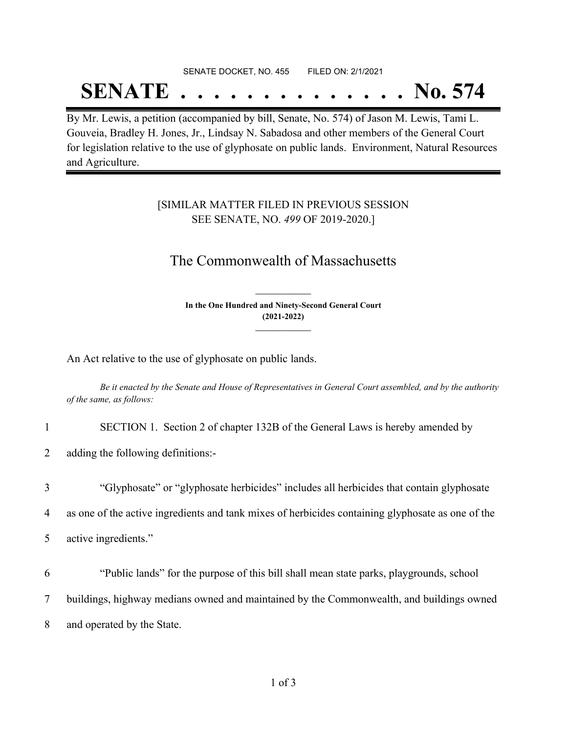SENATE DOCKET, NO. 455        FILED ON: 2/1/2021

# SENATE . . . . . . . . . . . . . . No. 574

By Mr. Lewis, a petition (accompanied by bill, Senate, No. 574) of Jason M. Lewis, Tami L. Gouveia, Bradley H. Jones, Jr., Lindsay N. Sabadosa and other members of the General Court for legislation relative to the use of glyphosate on public lands. Environment, Natural Resources and Agriculture.

[SIMILAR MATTER FILED IN PREVIOUS SESSION
SEE SENATE, NO. *499* OF 2019-2020.]

## The Commonwealth of Massachusetts

**In the One Hundred and Ninety-Second General Court**
**(2021-2022)**

An Act relative to the use of glyphosate on public lands.

*Be it enacted by the Senate and House of Representatives in General Court assembled, and by the authority of the same, as follows:*

1 SECTION 1. Section 2 of chapter 132B of the General Laws is hereby amended by
2 adding the following definitions:-

3 "Glyphosate" or "glyphosate herbicides" includes all herbicides that contain glyphosate
4 as one of the active ingredients and tank mixes of herbicides containing glyphosate as one of the
5 active ingredients."

6 "Public lands" for the purpose of this bill shall mean state parks, playgrounds, school
7 buildings, highway medians owned and maintained by the Commonwealth, and buildings owned
8 and operated by the State.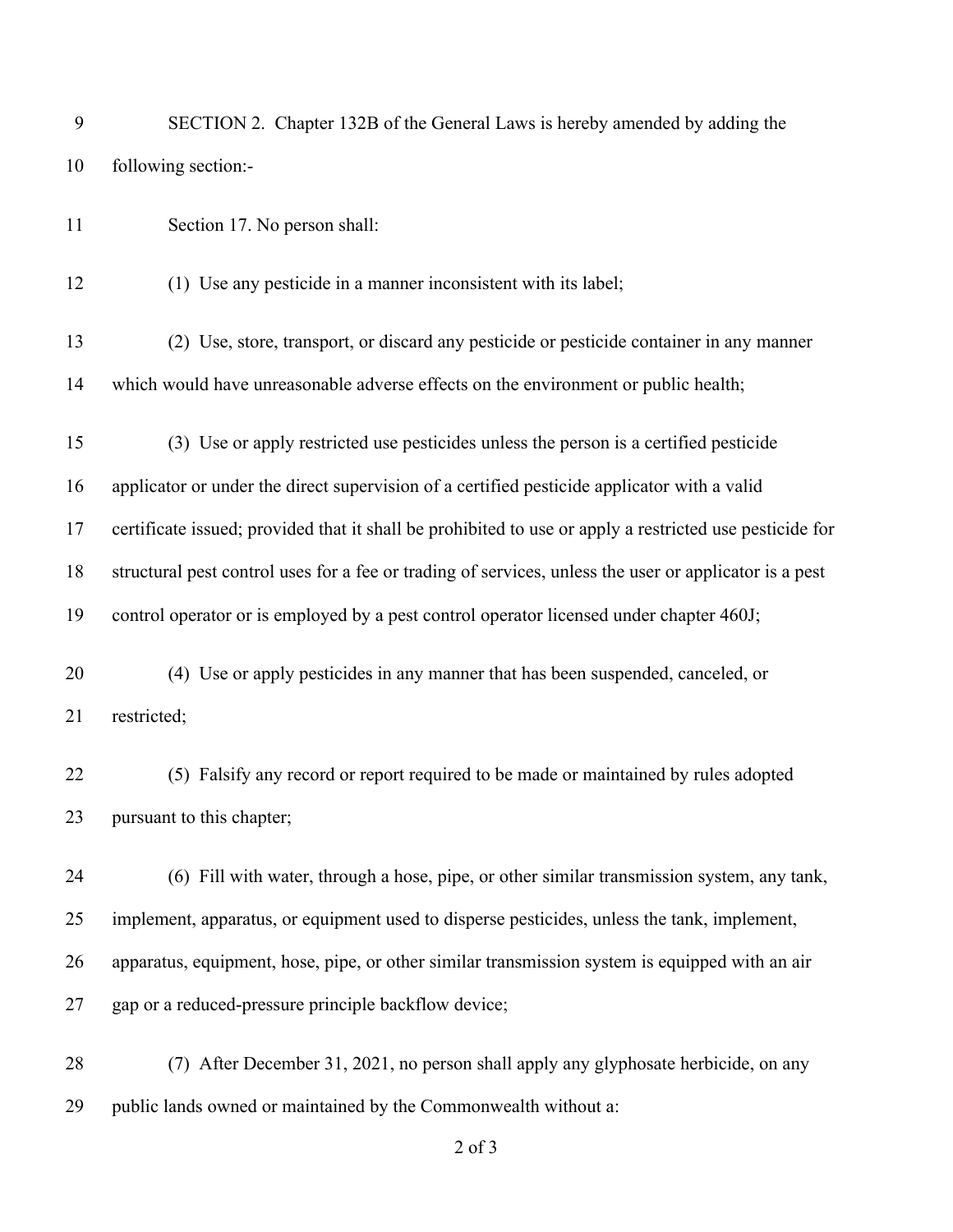SECTION 2. Chapter 132B of the General Laws is hereby amended by adding the following section:-

Section 17. No person shall:

(1) Use any pesticide in a manner inconsistent with its label;

(2) Use, store, transport, or discard any pesticide or pesticide container in any manner which would have unreasonable adverse effects on the environment or public health;

(3) Use or apply restricted use pesticides unless the person is a certified pesticide applicator or under the direct supervision of a certified pesticide applicator with a valid certificate issued; provided that it shall be prohibited to use or apply a restricted use pesticide for structural pest control uses for a fee or trading of services, unless the user or applicator is a pest control operator or is employed by a pest control operator licensed under chapter 460J;

(4) Use or apply pesticides in any manner that has been suspended, canceled, or restricted;

(5) Falsify any record or report required to be made or maintained by rules adopted pursuant to this chapter;

(6) Fill with water, through a hose, pipe, or other similar transmission system, any tank, implement, apparatus, or equipment used to disperse pesticides, unless the tank, implement, apparatus, equipment, hose, pipe, or other similar transmission system is equipped with an air gap or a reduced-pressure principle backflow device;

(7) After December 31, 2021, no person shall apply any glyphosate herbicide, on any public lands owned or maintained by the Commonwealth without a: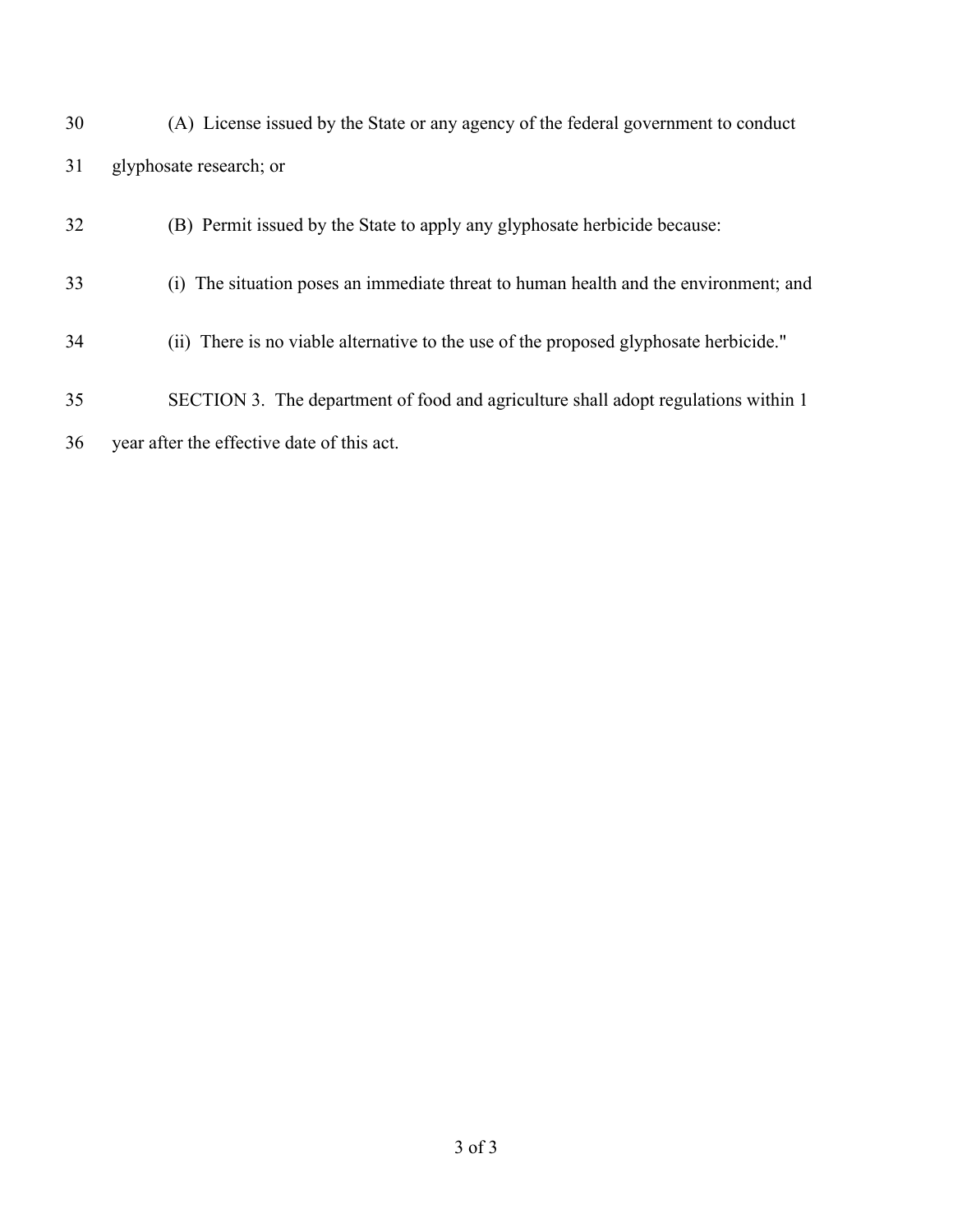(A) License issued by the State or any agency of the federal government to conduct glyphosate research; or

(B) Permit issued by the State to apply any glyphosate herbicide because:

(i) The situation poses an immediate threat to human health and the environment; and

(ii) There is no viable alternative to the use of the proposed glyphosate herbicide."

SECTION 3. The department of food and agriculture shall adopt regulations within 1 year after the effective date of this act.